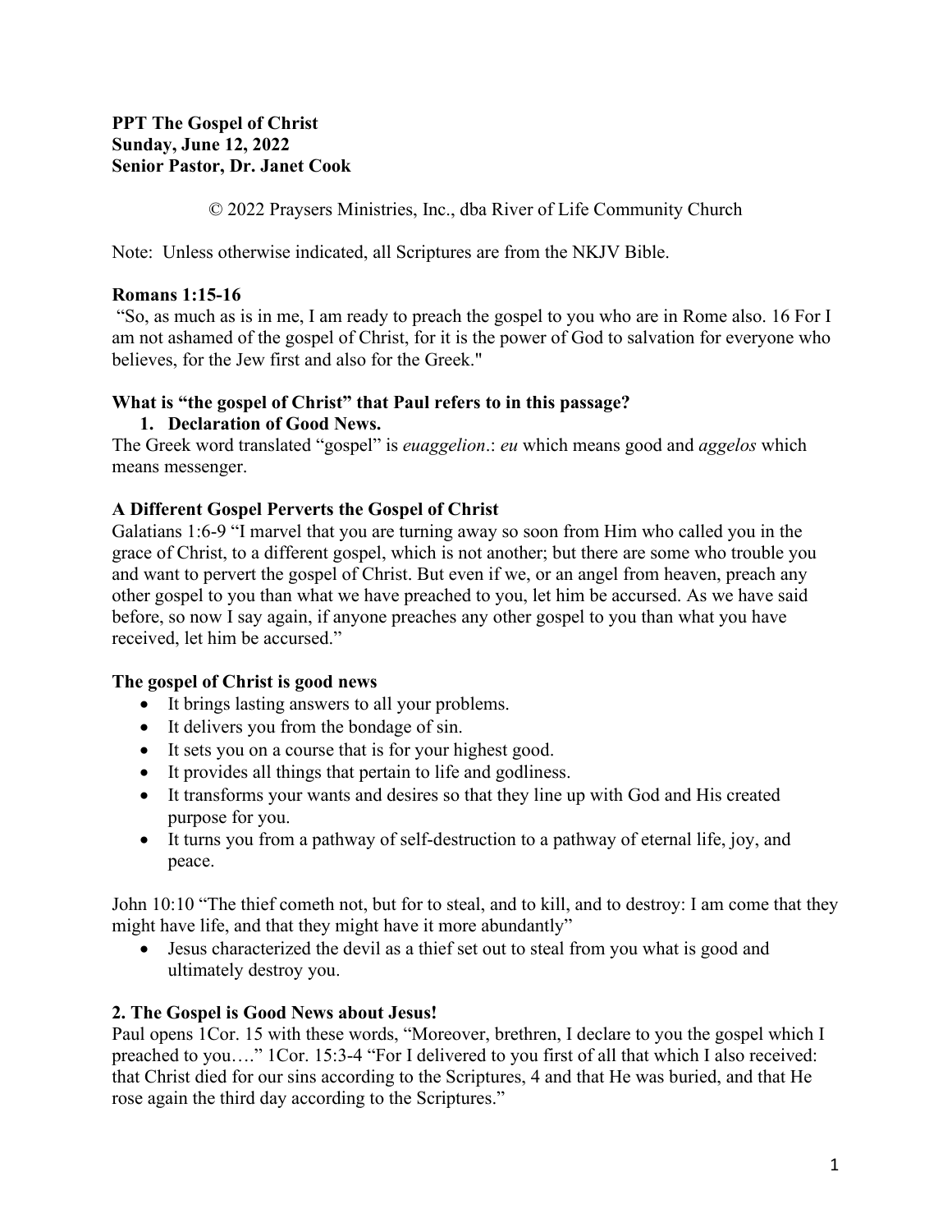**PPT The Gospel of Christ**
**Sunday, June 12, 2022**
**Senior Pastor, Dr. Janet Cook**

© 2022 Praysers Ministries, Inc., dba River of Life Community Church

Note: Unless otherwise indicated, all Scriptures are from the NKJV Bible.

**Romans 1:15-16**
"So, as much as is in me, I am ready to preach the gospel to you who are in Rome also. 16 For I am not ashamed of the gospel of Christ, for it is the power of God to salvation for everyone who believes, for the Jew first and also for the Greek."

**What is "the gospel of Christ" that Paul refers to in this passage?**

1. **Declaration of Good News.**

The Greek word translated "gospel" is *euaggelion*.: *eu* which means good and *aggelos* which means messenger.

**A Different Gospel Perverts the Gospel of Christ**
Galatians 1:6-9 "I marvel that you are turning away so soon from Him who called you in the grace of Christ, to a different gospel, which is not another; but there are some who trouble you and want to pervert the gospel of Christ. But even if we, or an angel from heaven, preach any other gospel to you than what we have preached to you, let him be accursed. As we have said before, so now I say again, if anyone preaches any other gospel to you than what you have received, let him be accursed."

**The gospel of Christ is good news**

- It brings lasting answers to all your problems.
- It delivers you from the bondage of sin.
- It sets you on a course that is for your highest good.
- It provides all things that pertain to life and godliness.
- It transforms your wants and desires so that they line up with God and His created purpose for you.
- It turns you from a pathway of self-destruction to a pathway of eternal life, joy, and peace.

John 10:10 "The thief cometh not, but for to steal, and to kill, and to destroy: I am come that they might have life, and that they might have it more abundantly"

- Jesus characterized the devil as a thief set out to steal from you what is good and ultimately destroy you.

**2. The Gospel is Good News about Jesus!**
Paul opens 1Cor. 15 with these words, "Moreover, brethren, I declare to you the gospel which I preached to you…." 1Cor. 15:3-4 "For I delivered to you first of all that which I also received: that Christ died for our sins according to the Scriptures, 4 and that He was buried, and that He rose again the third day according to the Scriptures."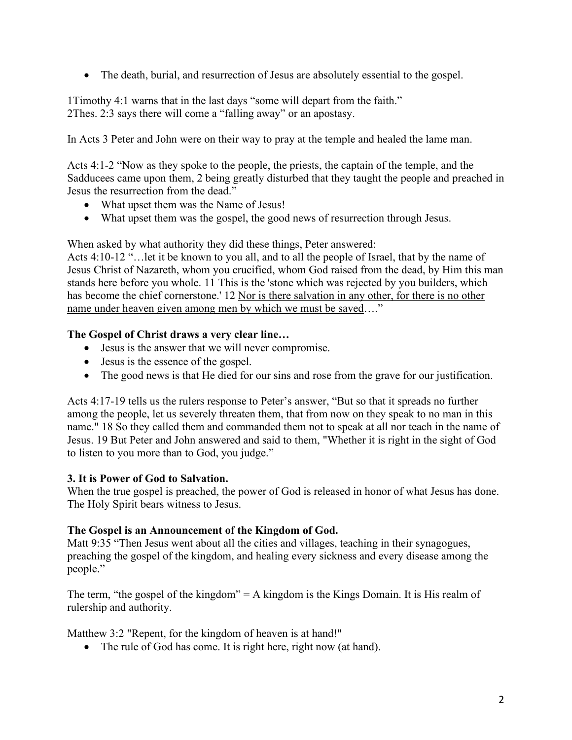- The death, burial, and resurrection of Jesus are absolutely essential to the gospel.

1Timothy 4:1 warns that in the last days “some will depart from the faith.”
2Thes. 2:3 says there will come a “falling away” or an apostasy.

In Acts 3 Peter and John were on their way to pray at the temple and healed the lame man.

Acts 4:1-2 “Now as they spoke to the people, the priests, the captain of the temple, and the Sadducees came upon them, 2 being greatly disturbed that they taught the people and preached in Jesus the resurrection from the dead.”

- What upset them was the Name of Jesus!
- What upset them was the gospel, the good news of resurrection through Jesus.

When asked by what authority they did these things, Peter answered:
Acts 4:10-12 “…let it be known to you all, and to all the people of Israel, that by the name of Jesus Christ of Nazareth, whom you crucified, whom God raised from the dead, by Him this man stands here before you whole. 11 This is the 'stone which was rejected by you builders, which has become the chief cornerstone.' 12 <u>Nor is there salvation in any other, for there is no other name under heaven given among men by which we must be saved</u>….”

**The Gospel of Christ draws a very clear line…**

- Jesus is the answer that we will never compromise.
- Jesus is the essence of the gospel.
- The good news is that He died for our sins and rose from the grave for our justification.

Acts 4:17-19 tells us the rulers response to Peter’s answer, “But so that it spreads no further among the people, let us severely threaten them, that from now on they speak to no man in this name." 18 So they called them and commanded them not to speak at all nor teach in the name of Jesus. 19 But Peter and John answered and said to them, "Whether it is right in the sight of God to listen to you more than to God, you judge.”

**3. It is Power of God to Salvation.**
When the true gospel is preached, the power of God is released in honor of what Jesus has done. The Holy Spirit bears witness to Jesus.

**The Gospel is an Announcement of the Kingdom of God.**
Matt 9:35 “Then Jesus went about all the cities and villages, teaching in their synagogues, preaching the gospel of the kingdom, and healing every sickness and every disease among the people.”

The term, “the gospel of the kingdom” = A kingdom is the Kings Domain. It is His realm of rulership and authority.

Matthew 3:2 "Repent, for the kingdom of heaven is at hand!"

- The rule of God has come. It is right here, right now (at hand).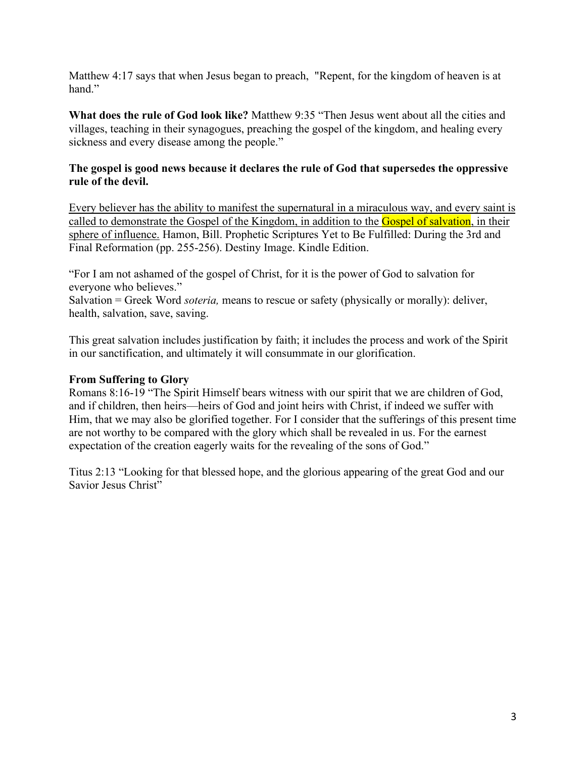Matthew 4:17 says that when Jesus began to preach, "Repent, for the kingdom of heaven is at hand."

**What does the rule of God look like?** Matthew 9:35 "Then Jesus went about all the cities and villages, teaching in their synagogues, preaching the gospel of the kingdom, and healing every sickness and every disease among the people."

**The gospel is good news because it declares the rule of God that supersedes the oppressive rule of the devil.**

<u>Every believer has the ability to manifest the supernatural in a miraculous way, and every saint is called to demonstrate the Gospel of the Kingdom, in addition to the Gospel of salvation, in their sphere of influence.</u> Hamon, Bill. Prophetic Scriptures Yet to Be Fulfilled: During the 3rd and Final Reformation (pp. 255-256). Destiny Image. Kindle Edition.

"For I am not ashamed of the gospel of Christ, for it is the power of God to salvation for everyone who believes."
Salvation = Greek Word *soteria,* means to rescue or safety (physically or morally): deliver, health, salvation, save, saving.

This great salvation includes justification by faith; it includes the process and work of the Spirit in our sanctification, and ultimately it will consummate in our glorification.

**From Suffering to Glory**
Romans 8:16-19 "The Spirit Himself bears witness with our spirit that we are children of God, and if children, then heirs—heirs of God and joint heirs with Christ, if indeed we suffer with Him, that we may also be glorified together. For I consider that the sufferings of this present time are not worthy to be compared with the glory which shall be revealed in us. For the earnest expectation of the creation eagerly waits for the revealing of the sons of God."

Titus 2:13 "Looking for that blessed hope, and the glorious appearing of the great God and our Savior Jesus Christ"